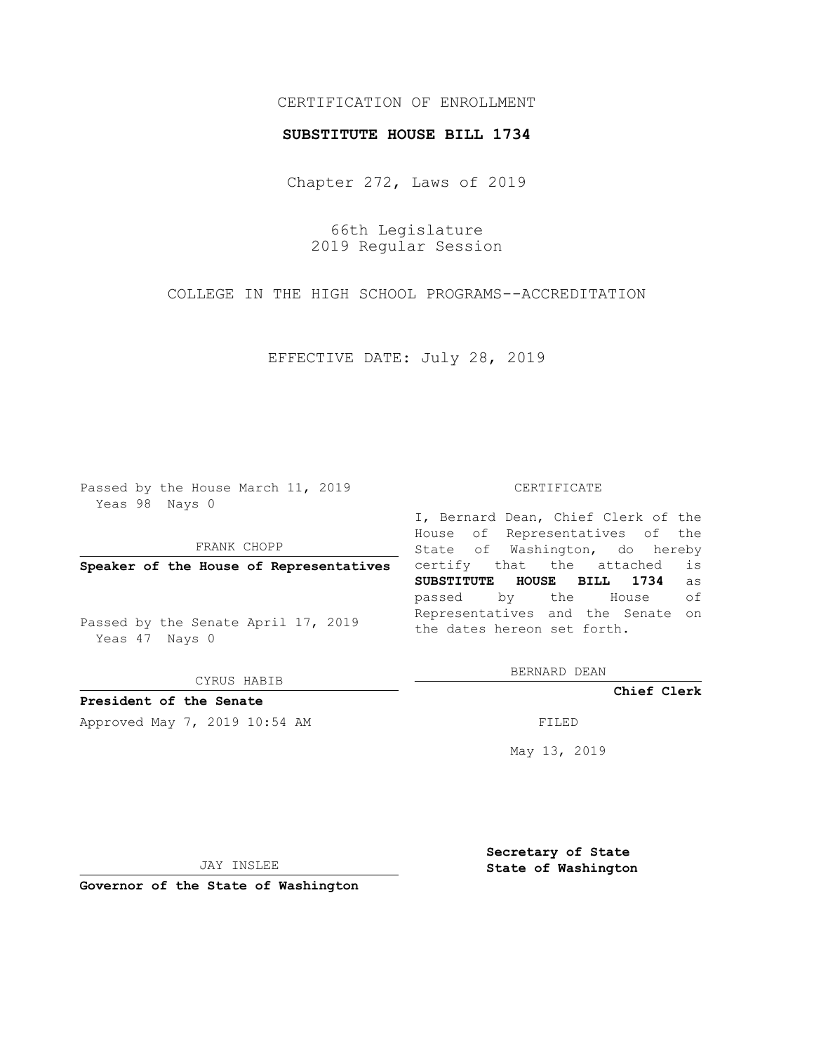CERTIFICATION OF ENROLLMENT

**SUBSTITUTE HOUSE BILL 1734**

Chapter 272, Laws of 2019

66th Legislature
2019 Regular Session

COLLEGE IN THE HIGH SCHOOL PROGRAMS--ACCREDITATION

EFFECTIVE DATE: July 28, 2019

Passed by the House March 11, 2019
Yeas 98 Nays 0

FRANK CHOPP

**Speaker of the House of Representatives**

Passed by the Senate April 17, 2019
Yeas 47 Nays 0

CYRUS HABIB

**President of the Senate**

Approved May 7, 2019 10:54 AM

JAY INSLEE

**Governor of the State of Washington**

CERTIFICATE

I, Bernard Dean, Chief Clerk of the House of Representatives of the State of Washington, do hereby certify that the attached is **SUBSTITUTE HOUSE BILL 1734** as passed by the House of Representatives and the Senate on the dates hereon set forth.

BERNARD DEAN

**Chief Clerk**

FILED

May 13, 2019

**Secretary of State**
**State of Washington**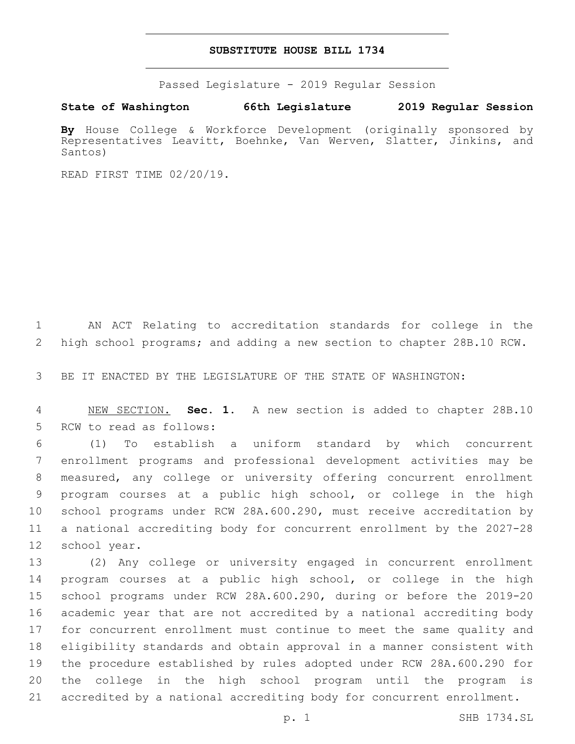**SUBSTITUTE HOUSE BILL 1734**

Passed Legislature - 2019 Regular Session

**State of Washington 66th Legislature 2019 Regular Session**

**By** House College & Workforce Development (originally sponsored by Representatives Leavitt, Boehnke, Van Werven, Slatter, Jinkins, and Santos)

READ FIRST TIME 02/20/19.

AN ACT Relating to accreditation standards for college in the high school programs; and adding a new section to chapter 28B.10 RCW.

BE IT ENACTED BY THE LEGISLATURE OF THE STATE OF WASHINGTON:

NEW SECTION. **Sec. 1.** A new section is added to chapter 28B.10 RCW to read as follows:

(1) To establish a uniform standard by which concurrent enrollment programs and professional development activities may be measured, any college or university offering concurrent enrollment program courses at a public high school, or college in the high school programs under RCW 28A.600.290, must receive accreditation by a national accrediting body for concurrent enrollment by the 2027-28 school year.

(2) Any college or university engaged in concurrent enrollment program courses at a public high school, or college in the high school programs under RCW 28A.600.290, during or before the 2019-20 academic year that are not accredited by a national accrediting body for concurrent enrollment must continue to meet the same quality and eligibility standards and obtain approval in a manner consistent with the procedure established by rules adopted under RCW 28A.600.290 for the college in the high school program until the program is accredited by a national accrediting body for concurrent enrollment.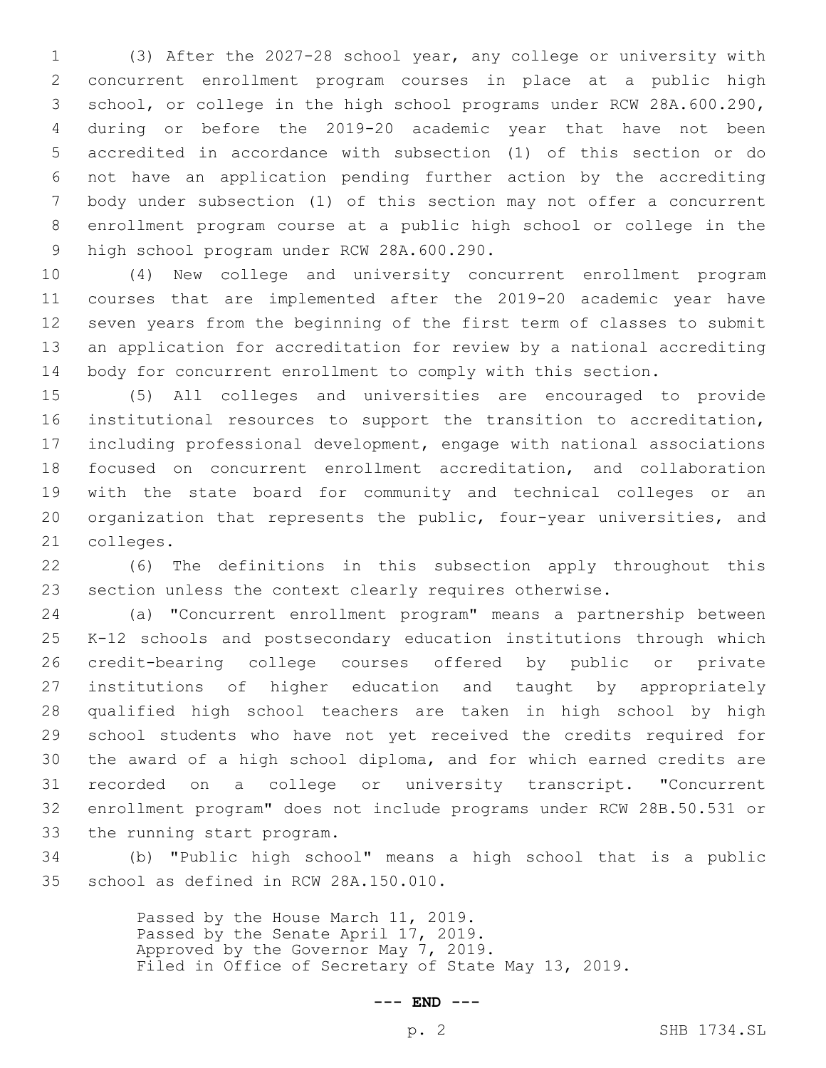(3) After the 2027-28 school year, any college or university with concurrent enrollment program courses in place at a public high school, or college in the high school programs under RCW 28A.600.290, during or before the 2019-20 academic year that have not been accredited in accordance with subsection (1) of this section or do not have an application pending further action by the accrediting body under subsection (1) of this section may not offer a concurrent enrollment program course at a public high school or college in the high school program under RCW 28A.600.290.

(4) New college and university concurrent enrollment program courses that are implemented after the 2019-20 academic year have seven years from the beginning of the first term of classes to submit an application for accreditation for review by a national accrediting body for concurrent enrollment to comply with this section.

(5) All colleges and universities are encouraged to provide institutional resources to support the transition to accreditation, including professional development, engage with national associations focused on concurrent enrollment accreditation, and collaboration with the state board for community and technical colleges or an organization that represents the public, four-year universities, and colleges.

(6) The definitions in this subsection apply throughout this section unless the context clearly requires otherwise.

(a) "Concurrent enrollment program" means a partnership between K-12 schools and postsecondary education institutions through which credit-bearing college courses offered by public or private institutions of higher education and taught by appropriately qualified high school teachers are taken in high school by high school students who have not yet received the credits required for the award of a high school diploma, and for which earned credits are recorded on a college or university transcript. "Concurrent enrollment program" does not include programs under RCW 28B.50.531 or the running start program.

(b) "Public high school" means a high school that is a public school as defined in RCW 28A.150.010.

Passed by the House March 11, 2019.
Passed by the Senate April 17, 2019.
Approved by the Governor May 7, 2019.
Filed in Office of Secretary of State May 13, 2019.

**--- END ---**